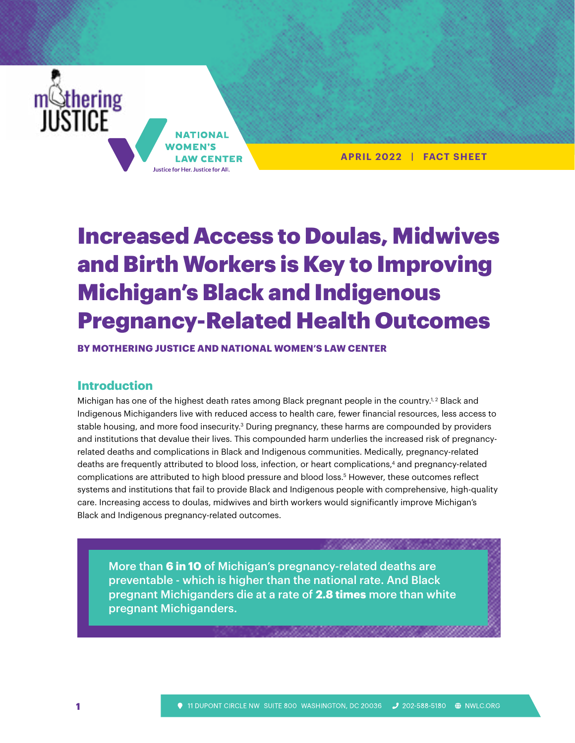APRIL 2022 | FACT SHEET

# Increased Access to Doulas, Midwives and Birth Workers is Key to Improving Michigan's Black and Indigenous Pregnancy-Related Health Outcomes

**BY MOTHERING JUSTICE AND NATIONAL WOMEN'S LAW CENTER**

## Introduction

Michigan has one of the highest death rates among Black pregnant people in the country.[1, 2] Black and Indigenous Michiganders live with reduced access to health care, fewer financial resources, less access to stable housing, and more food insecurity.[3] During pregnancy, these harms are compounded by providers and institutions that devalue their lives. This compounded harm underlies the increased risk of pregnancy-related deaths and complications in Black and Indigenous communities. Medically, pregnancy-related deaths are frequently attributed to blood loss, infection, or heart complications,[4] and pregnancy-related complications are attributed to high blood pressure and blood loss.[5] However, these outcomes reflect systems and institutions that fail to provide Black and Indigenous people with comprehensive, high-quality care. Increasing access to doulas, midwives and birth workers would significantly improve Michigan's Black and Indigenous pregnancy-related outcomes.

> More than **6 in 10** of Michigan's pregnancy-related deaths are preventable - which is higher than the national rate. And Black pregnant Michiganders die at a rate of **2.8 times** more than white pregnant Michiganders.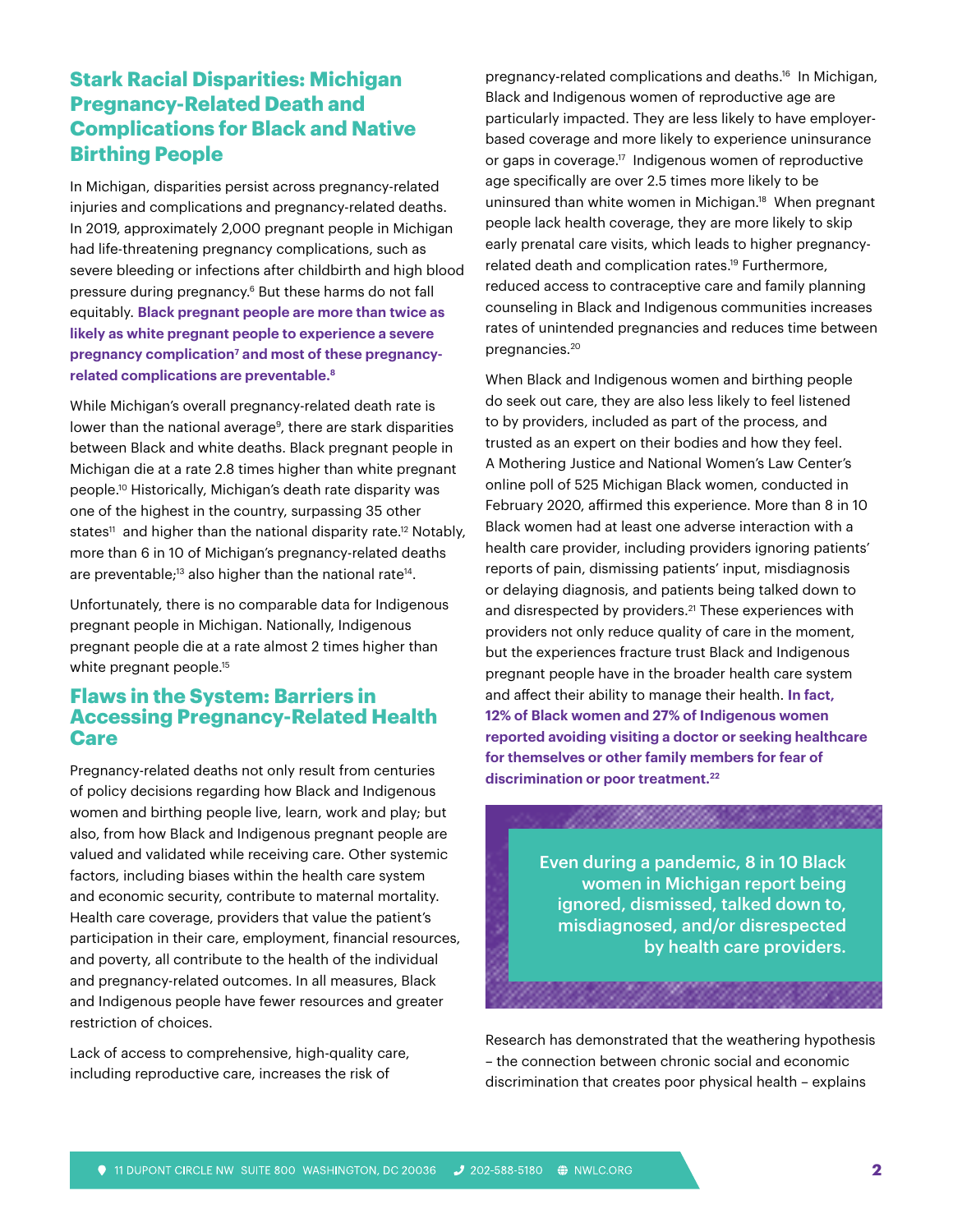## Stark Racial Disparities: Michigan Pregnancy-Related Death and Complications for Black and Native Birthing People

In Michigan, disparities persist across pregnancy-related injuries and complications and pregnancy-related deaths. In 2019, approximately 2,000 pregnant people in Michigan had life-threatening pregnancy complications, such as severe bleeding or infections after childbirth and high blood pressure during pregnancy.[6] But these harms do not fall equitably. **Black pregnant people are more than twice as likely as white pregnant people to experience a severe pregnancy complication[7] and most of these pregnancy-related complications are preventable.[8]**

While Michigan's overall pregnancy-related death rate is lower than the national average[9], there are stark disparities between Black and white deaths. Black pregnant people in Michigan die at a rate 2.8 times higher than white pregnant people.[10] Historically, Michigan's death rate disparity was one of the highest in the country, surpassing 35 other states[11] and higher than the national disparity rate.[12] Notably, more than 6 in 10 of Michigan's pregnancy-related deaths are preventable;[13] also higher than the national rate[14].

Unfortunately, there is no comparable data for Indigenous pregnant people in Michigan. Nationally, Indigenous pregnant people die at a rate almost 2 times higher than white pregnant people.[15]

## Flaws in the System: Barriers in Accessing Pregnancy-Related Health Care

Pregnancy-related deaths not only result from centuries of policy decisions regarding how Black and Indigenous women and birthing people live, learn, work and play; but also, from how Black and Indigenous pregnant people are valued and validated while receiving care. Other systemic factors, including biases within the health care system and economic security, contribute to maternal mortality. Health care coverage, providers that value the patient's participation in their care, employment, financial resources, and poverty, all contribute to the health of the individual and pregnancy-related outcomes. In all measures, Black and Indigenous people have fewer resources and greater restriction of choices.

Lack of access to comprehensive, high-quality care, including reproductive care, increases the risk of pregnancy-related complications and deaths.[16] In Michigan, Black and Indigenous women of reproductive age are particularly impacted. They are less likely to have employer-based coverage and more likely to experience uninsurance or gaps in coverage.[17] Indigenous women of reproductive age specifically are over 2.5 times more likely to be uninsured than white women in Michigan.[18] When pregnant people lack health coverage, they are more likely to skip early prenatal care visits, which leads to higher pregnancy-related death and complication rates.[19] Furthermore, reduced access to contraceptive care and family planning counseling in Black and Indigenous communities increases rates of unintended pregnancies and reduces time between pregnancies.[20]

When Black and Indigenous women and birthing people do seek out care, they are also less likely to feel listened to by providers, included as part of the process, and trusted as an expert on their bodies and how they feel. A Mothering Justice and National Women's Law Center's online poll of 525 Michigan Black women, conducted in February 2020, affirmed this experience. More than 8 in 10 Black women had at least one adverse interaction with a health care provider, including providers ignoring patients' reports of pain, dismissing patients' input, misdiagnosis or delaying diagnosis, and patients being talked down to and disrespected by providers.[21] These experiences with providers not only reduce quality of care in the moment, but the experiences fracture trust Black and Indigenous pregnant people have in the broader health care system and affect their ability to manage their health. **In fact, 12% of Black women and 27% of Indigenous women reported avoiding visiting a doctor or seeking healthcare for themselves or other family members for fear of discrimination or poor treatment.[22]**

> Even during a pandemic, 8 in 10 Black women in Michigan report being ignored, dismissed, talked down to, misdiagnosed, and/or disrespected by health care providers.

Research has demonstrated that the weathering hypothesis – the connection between chronic social and economic discrimination that creates poor physical health – explains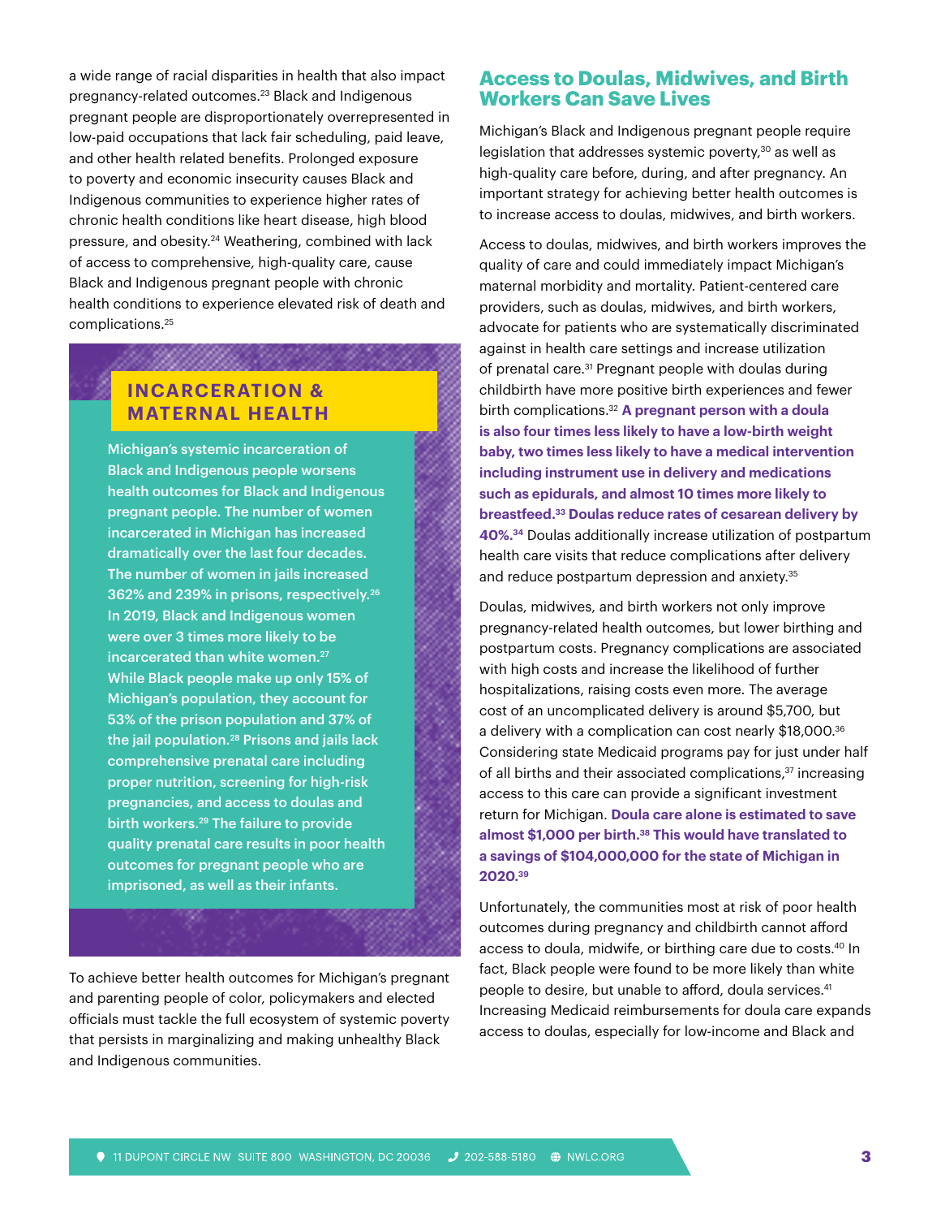a wide range of racial disparities in health that also impact pregnancy-related outcomes.[23] Black and Indigenous pregnant people are disproportionately overrepresented in low-paid occupations that lack fair scheduling, paid leave, and other health related benefits. Prolonged exposure to poverty and economic insecurity causes Black and Indigenous communities to experience higher rates of chronic health conditions like heart disease, high blood pressure, and obesity.[24] Weathering, combined with lack of access to comprehensive, high-quality care, cause Black and Indigenous pregnant people with chronic health conditions to experience elevated risk of death and complications.[25]

### INCARCERATION & MATERNAL HEALTH

**Michigan's systemic incarceration of Black and Indigenous people worsens health outcomes for Black and Indigenous pregnant people. The number of women incarcerated in Michigan has increased dramatically over the last four decades. The number of women in jails increased 362% and 239% in prisons, respectively.[26] In 2019, Black and Indigenous women were over 3 times more likely to be incarcerated than white women.[27] While Black people make up only 15% of Michigan's population, they account for 53% of the prison population and 37% of the jail population.[28] Prisons and jails lack comprehensive prenatal care including proper nutrition, screening for high-risk pregnancies, and access to doulas and birth workers.[29] The failure to provide quality prenatal care results in poor health outcomes for pregnant people who are imprisoned, as well as their infants.**

To achieve better health outcomes for Michigan's pregnant and parenting people of color, policymakers and elected officials must tackle the full ecosystem of systemic poverty that persists in marginalizing and making unhealthy Black and Indigenous communities.

## Access to Doulas, Midwives, and Birth Workers Can Save Lives

Michigan's Black and Indigenous pregnant people require legislation that addresses systemic poverty,[30] as well as high-quality care before, during, and after pregnancy. An important strategy for achieving better health outcomes is to increase access to doulas, midwives, and birth workers.

Access to doulas, midwives, and birth workers improves the quality of care and could immediately impact Michigan's maternal morbidity and mortality. Patient-centered care providers, such as doulas, midwives, and birth workers, advocate for patients who are systematically discriminated against in health care settings and increase utilization of prenatal care.[31] Pregnant people with doulas during childbirth have more positive birth experiences and fewer birth complications.[32] **A pregnant person with a doula is also four times less likely to have a low-birth weight baby, two times less likely to have a medical intervention including instrument use in delivery and medications such as epidurals, and almost 10 times more likely to breastfeed.[33] Doulas reduce rates of cesarean delivery by 40%.[34]** Doulas additionally increase utilization of postpartum health care visits that reduce complications after delivery and reduce postpartum depression and anxiety.[35]

Doulas, midwives, and birth workers not only improve pregnancy-related health outcomes, but lower birthing and postpartum costs. Pregnancy complications are associated with high costs and increase the likelihood of further hospitalizations, raising costs even more. The average cost of an uncomplicated delivery is around $5,700, but a delivery with a complication can cost nearly $18,000.[36] Considering state Medicaid programs pay for just under half of all births and their associated complications,[37] increasing access to this care can provide a significant investment return for Michigan. **Doula care alone is estimated to save almost $1,000 per birth.[38] This would have translated to a savings of $104,000,000 for the state of Michigan in 2020.[39]**

Unfortunately, the communities most at risk of poor health outcomes during pregnancy and childbirth cannot afford access to doula, midwife, or birthing care due to costs.[40] In fact, Black people were found to be more likely than white people to desire, but unable to afford, doula services.[41] Increasing Medicaid reimbursements for doula care expands access to doulas, especially for low-income and Black and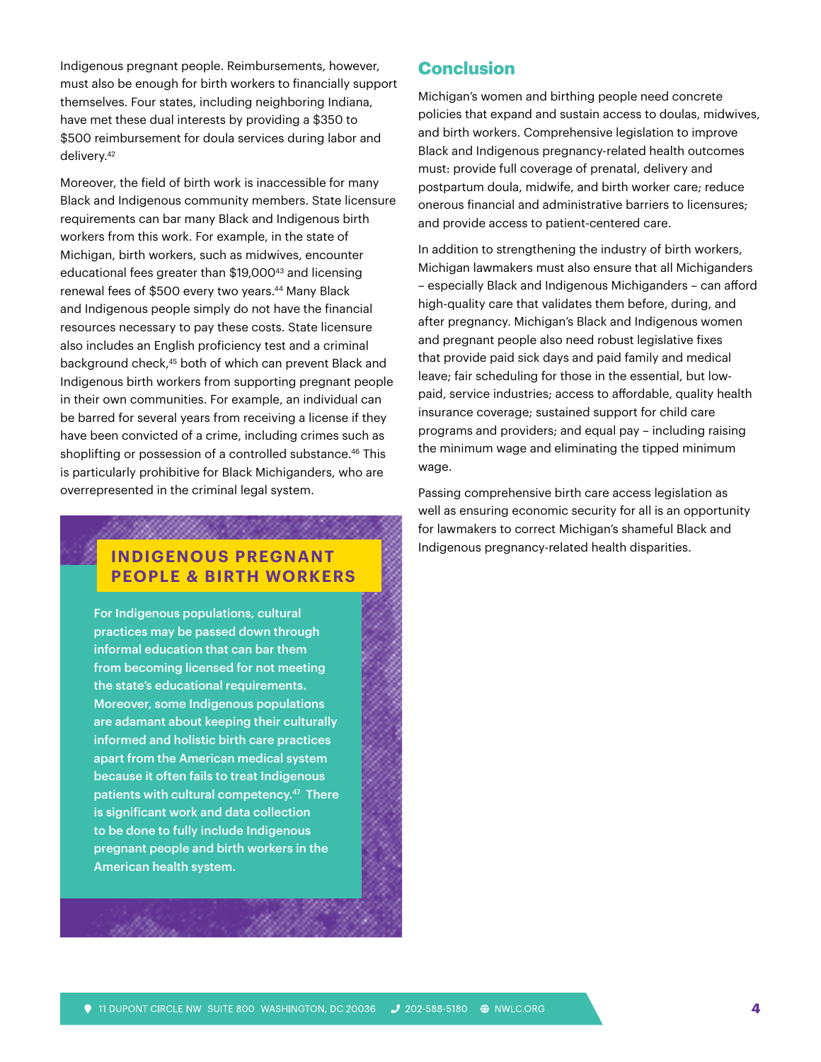Indigenous pregnant people. Reimbursements, however, must also be enough for birth workers to financially support themselves. Four states, including neighboring Indiana, have met these dual interests by providing a $350 to $500 reimbursement for doula services during labor and delivery.[42]

Moreover, the field of birth work is inaccessible for many Black and Indigenous community members. State licensure requirements can bar many Black and Indigenous birth workers from this work. For example, in the state of Michigan, birth workers, such as midwives, encounter educational fees greater than $19,000[43] and licensing renewal fees of $500 every two years.[44] Many Black and Indigenous people simply do not have the financial resources necessary to pay these costs. State licensure also includes an English proficiency test and a criminal background check,[45] both of which can prevent Black and Indigenous birth workers from supporting pregnant people in their own communities. For example, an individual can be barred for several years from receiving a license if they have been convicted of a crime, including crimes such as shoplifting or possession of a controlled substance.[46] This is particularly prohibitive for Black Michiganders, who are overrepresented in the criminal legal system.

### INDIGENOUS PREGNANT PEOPLE & BIRTH WORKERS

**For Indigenous populations, cultural practices may be passed down through informal education that can bar them from becoming licensed for not meeting the state's educational requirements. Moreover, some Indigenous populations are adamant about keeping their culturally informed and holistic birth care practices apart from the American medical system because it often fails to treat Indigenous patients with cultural competency.[47] There is significant work and data collection to be done to fully include Indigenous pregnant people and birth workers in the American health system.**

## Conclusion

Michigan's women and birthing people need concrete policies that expand and sustain access to doulas, midwives, and birth workers. Comprehensive legislation to improve Black and Indigenous pregnancy-related health outcomes must: provide full coverage of prenatal, delivery and postpartum doula, midwife, and birth worker care; reduce onerous financial and administrative barriers to licensures; and provide access to patient-centered care.

In addition to strengthening the industry of birth workers, Michigan lawmakers must also ensure that all Michiganders – especially Black and Indigenous Michiganders – can afford high-quality care that validates them before, during, and after pregnancy. Michigan's Black and Indigenous women and pregnant people also need robust legislative fixes that provide paid sick days and paid family and medical leave; fair scheduling for those in the essential, but low-paid, service industries; access to affordable, quality health insurance coverage; sustained support for child care programs and providers; and equal pay – including raising the minimum wage and eliminating the tipped minimum wage.

Passing comprehensive birth care access legislation as well as ensuring economic security for all is an opportunity for lawmakers to correct Michigan's shameful Black and Indigenous pregnancy-related health disparities.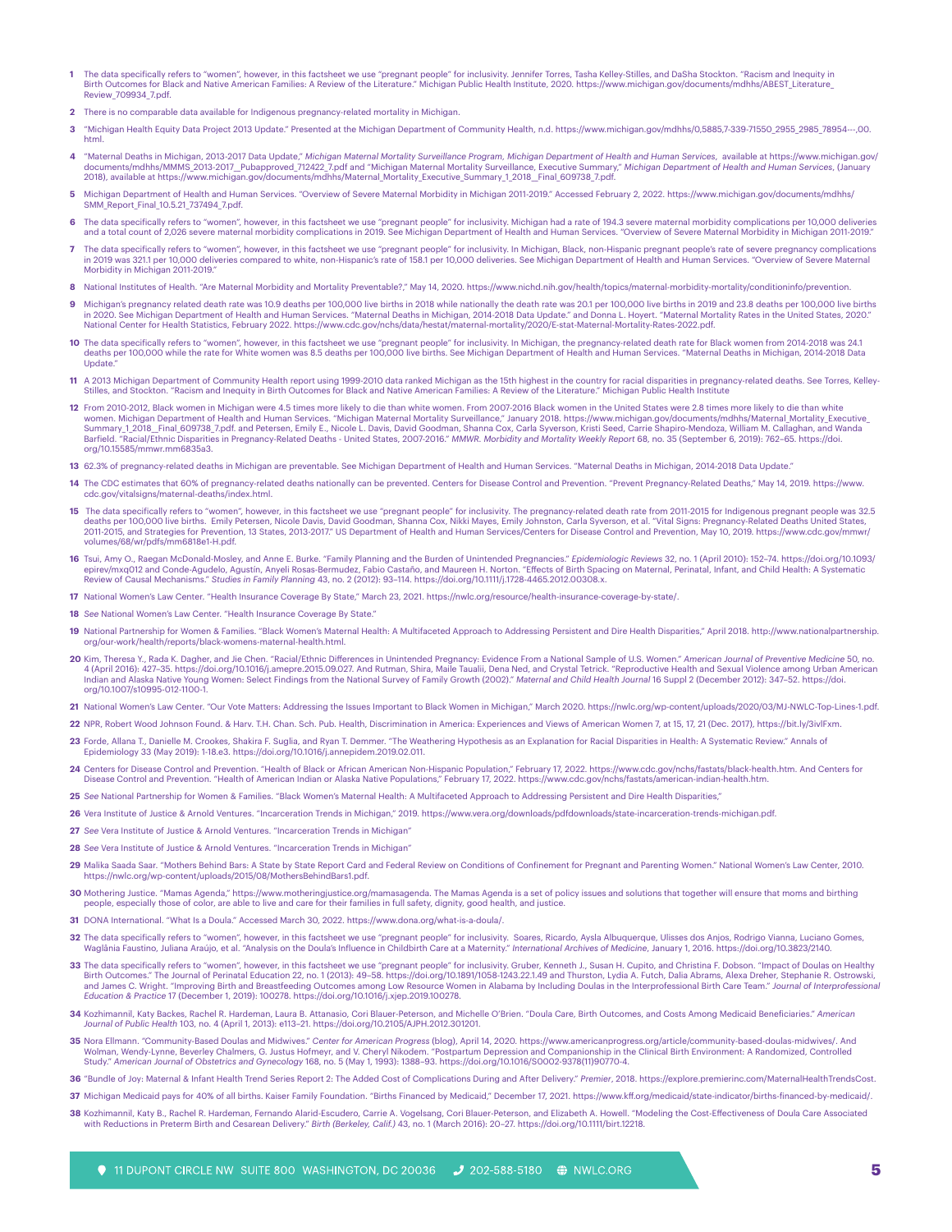1 The data specifically refers to "women", however, in this factsheet we use "pregnant people" for inclusivity. Jennifer Torres, Tasha Kelley-Stilles, and DaSha Stockton. "Racism and Inequity in Birth Outcomes for Black and Native American Families: A Review of the Literature." Michigan Public Health Institute, 2020. https://www.michigan.gov/documents/mdhhs/ABEST_Literature_Review_709934_7.pdf.

2 There is no comparable data available for Indigenous pregnancy-related mortality in Michigan.

3 "Michigan Health Equity Data Project 2013 Update." Presented at the Michigan Department of Community Health, n.d. https://www.michigan.gov/mdhhs/0,5885,7-339-71550_2955_2985_78954---,00.html.

4 "Maternal Deaths in Michigan, 2013-2017 Data Update," *Michigan Maternal Mortality Surveillance Program, Michigan Department of Health and Human Services*, available at https://www.michigan.gov/documents/mdhhs/MMMS_2013-2017__Pubapproved_712422_7.pdf and "Michigan Maternal Mortality Surveillance, Executive Summary," *Michigan Department of Health and Human Services*, (January 2018), available at https://www.michigan.gov/documents/mdhhs/Maternal_Mortality_Executive_Summary_1_2018__Final_609738_7.pdf.

5 Michigan Department of Health and Human Services. "Overview of Severe Maternal Morbidity in Michigan 2011-2019." Accessed February 2, 2022. https://www.michigan.gov/documents/mdhhs/SMM_Report_Final_10.5.21_737494_7.pdf.

6 The data specifically refers to "women", however, in this factsheet we use "pregnant people" for inclusivity. Michigan had a rate of 194.3 severe maternal morbidity complications per 10,000 deliveries and a total count of 2,026 severe maternal morbidity complications in 2019. See Michigan Department of Health and Human Services. "Overview of Severe Maternal Morbidity in Michigan 2011-2019."

7 The data specifically refers to "women", however, in this factsheet we use "pregnant people" for inclusivity. In Michigan, Black, non-Hispanic pregnant people's rate of severe pregnancy complications in 2019 was 321.1 per 10,000 deliveries compared to white, non-Hispanic's rate of 158.1 per 10,000 deliveries. See Michigan Department of Health and Human Services. "Overview of Severe Maternal Morbidity in Michigan 2011-2019."

8 National Institutes of Health. "Are Maternal Morbidity and Mortality Preventable?," May 14, 2020. https://www.nichd.nih.gov/health/topics/maternal-morbidity-mortality/conditioninfo/prevention.

9 Michigan's pregnancy related death rate was 10.9 deaths per 100,000 live births in 2018 while nationally the death rate was 20.1 per 100,000 live births in 2019 and 23.8 deaths per 100,000 live births in 2020. See Michigan Department of Health and Human Services. "Maternal Deaths in Michigan, 2014-2018 Data Update." and Donna L. Hoyert. "Maternal Mortality Rates in the United States, 2020." National Center for Health Statistics, February 2022. https://www.cdc.gov/nchs/data/hestat/maternal-mortality/2020/E-stat-Maternal-Mortality-Rates-2022.pdf.

10 The data specifically refers to "women", however, in this factsheet we use "pregnant people" for inclusivity. In Michigan, the pregnancy-related death rate for Black women from 2014-2018 was 24.1 deaths per 100,000 while the rate for White women was 8.5 deaths per 100,000 live births. See Michigan Department of Health and Human Services. "Maternal Deaths in Michigan, 2014-2018 Data Update."

11 A 2013 Michigan Department of Community Health report using 1999-2010 data ranked Michigan as the 15th highest in the country for racial disparities in pregnancy-related deaths. See Torres, Kelley-Stilles, and Stockton. "Racism and Inequity in Birth Outcomes for Black and Native American Families: A Review of the Literature." Michigan Public Health Institute

12 From 2010-2012, Black women in Michigan were 4.5 times more likely to die than white women. From 2007-2016 Black women in the United States were 2.8 times more likely to die than white women. Michigan Department of Health and Human Services. "Michigan Maternal Mortality Surveillance," January 2018. https://www.michigan.gov/documents/mdhhs/Maternal_Mortality_Executive_Summary_1_2018__Final_609738_7.pdf. and Petersen, Emily E., Nicole L. Davis, David Goodman, Shanna Cox, Carla Syverson, Kristi Seed, Carrie Shapiro-Mendoza, William M. Callaghan, and Wanda Barfield. "Racial/Ethnic Disparities in Pregnancy-Related Deaths - United States, 2007-2016." *MMWR. Morbidity and Mortality Weekly Report* 68, no. 35 (September 6, 2019): 762–65. https://doi.org/10.15585/mmwr.mm6835a3.

13 62.3% of pregnancy-related deaths in Michigan are preventable. See Michigan Department of Health and Human Services. "Maternal Deaths in Michigan, 2014-2018 Data Update."

14 The CDC estimates that 60% of pregnancy-related deaths nationally can be prevented. Centers for Disease Control and Prevention. "Prevent Pregnancy-Related Deaths," May 14, 2019. https://www.cdc.gov/vitalsigns/maternal-deaths/index.html.

15 The data specifically refers to "women", however, in this factsheet we use "pregnant people" for inclusivity. The pregnancy-related death rate from 2011-2015 for Indigenous pregnant people was 32.5 deaths per 100,000 live births. Emily Petersen, Nicole Davis, David Goodman, Shanna Cox, Nikki Mayes, Emily Johnston, Carla Syverson, et al. "Vital Signs: Pregnancy-Related Deaths United States, 2011-2015, and Strategies for Prevention, 13 States, 2013-2017." US Department of Health and Human Services/Centers for Disease Control and Prevention, May 10, 2019. https://www.cdc.gov/mmwr/volumes/68/wr/pdfs/mm6818e1-H.pdf.

16 Tsui, Amy O., Raegan McDonald-Mosley, and Anne E. Burke. "Family Planning and the Burden of Unintended Pregnancies." *Epidemiologic Reviews* 32, no. 1 (April 2010): 152–74. https://doi.org/10.1093/epirev/mxq012 and Conde-Agudelo, Agustin, Anyeli Rosas-Bermudez, Fabio Castaño, and Maureen H. Norton. "Effects of Birth Spacing on Maternal, Perinatal, Infant, and Child Health: A Systematic Review of Causal Mechanisms." *Studies in Family Planning* 43, no. 2 (2012): 93–114. https://doi.org/10.1111/j.1728-4465.2012.00308.x.

17 National Women's Law Center. "Health Insurance Coverage By State," March 23, 2021. https://nwlc.org/resource/health-insurance-coverage-by-state/.

18 *See* National Women's Law Center. "Health Insurance Coverage By State."

19 National Partnership for Women & Families. "Black Women's Maternal Health: A Multifaceted Approach to Addressing Persistent and Dire Health Disparities," April 2018. http://www.nationalpartnership.org/our-work/health/reports/black-womens-maternal-health.html.

20 Kim, Theresa Y., Rada K. Dagher, and Jie Chen. "Racial/Ethnic Differences in Unintended Pregnancy: Evidence From a National Sample of U.S. Women." *American Journal of Preventive Medicine* 50, no. 4 (April 2016): 427–35. https://doi.org/10.1016/j.amepre.2015.09.027. And Rutman, Shira, Maile Taualii, Dena Ned, and Crystal Tetrick. "Reproductive Health and Sexual Violence among Urban American Indian and Alaska Native Young Women: Select Findings from the National Survey of Family Growth (2002)." *Maternal and Child Health Journal* 16 Suppl 2 (December 2012): 347–52. https://doi.org/10.1007/s10995-012-1100-1.

21 National Women's Law Center. "Our Vote Matters: Addressing the Issues Important to Black Women in Michigan," March 2020. https://nwlc.org/wp-content/uploads/2020/03/MJ-NWLC-Top-Lines-1.pdf.

22 NPR, Robert Wood Johnson Found. & Harv. T.H. Chan. Sch. Pub. Health, Discrimination in America: Experiences and Views of American Women 7, at 15, 17, 21 (Dec. 2017), https://bit.ly/3ivlFxm.

23 Forde, Allana T., Danielle M. Crookes, Shakira F. Suglia, and Ryan T. Demmer. "The Weathering Hypothesis as an Explanation for Racial Disparities in Health: A Systematic Review." Annals of Epidemiology 33 (May 2019): 1-18.e3. https://doi.org/10.1016/j.annepidem.2019.02.011.

24 Centers for Disease Control and Prevention. "Health of Black or African American Non-Hispanic Population," February 17, 2022. https://www.cdc.gov/nchs/fastats/black-health.htm. And Centers for Disease Control and Prevention. "Health of American Indian or Alaska Native Populations," February 17, 2022. https://www.cdc.gov/nchs/fastats/american-indian-health.htm.

25 *See* National Partnership for Women & Families. "Black Women's Maternal Health: A Multifaceted Approach to Addressing Persistent and Dire Health Disparities,"

26 Vera Institute of Justice & Arnold Ventures. "Incarceration Trends in Michigan," 2019. https://www.vera.org/downloads/pdfdownloads/state-incarceration-trends-michigan.pdf.

27 *See* Vera Institute of Justice & Arnold Ventures. "Incarceration Trends in Michigan"

28 *See* Vera Institute of Justice & Arnold Ventures. "Incarceration Trends in Michigan"

29 Malika Saada Saar. "Mothers Behind Bars: A State by State Report Card and Federal Review on Conditions of Confinement for Pregnant and Parenting Women." National Women's Law Center, 2010. https://nwlc.org/wp-content/uploads/2015/08/MothersBehindBars1.pdf.

30 Mothering Justice. "Mamas Agenda," https://www.motheringjustice.org/mamasagenda. The Mamas Agenda is a set of policy issues and solutions that together will ensure that moms and birthing people, especially those of color, are able to live and care for their families in full safety, dignity, good health, and justice.

31 DONA International. "What Is a Doula." Accessed March 30, 2022. https://www.dona.org/what-is-a-doula/.

32 The data specifically refers to "women", however, in this factsheet we use "pregnant people" for inclusivity. Soares, Ricardo, Aysla Albuquerque, Ulisses dos Anjos, Rodrigo Vianna, Luciano Gomes, Waglânia Faustino, Juliana Araújo, et al. "Analysis on the Doula's Influence in Childbirth Care at a Maternity." *International Archives of Medicine*, January 1, 2016. https://doi.org/10.3823/2140.

33 The data specifically refers to "women", however, in this factsheet we use "pregnant people" for inclusivity. Gruber, Kenneth J., Susan H. Cupito, and Christina F. Dobson. "Impact of Doulas on Healthy Birth Outcomes." The Journal of Perinatal Education 22, no. 1 (2013): 49–58. https://doi.org/10.1891/1058-1243.22.1.49 and Thurston, Lydia A. Futch, Dalia Abrams, Alexa Dreher, Stephanie R. Ostrowski, and James C. Wright. "Improving Birth and Breastfeeding Outcomes among Low Resource Women in Alabama by Including Doulas in the Interprofessional Birth Care Team." *Journal of Interprofessional Education & Practice* 17 (December 1, 2019): 100278. https://doi.org/10.1016/j.xjep.2019.100278.

34 Kozhimannil, Katy Backes, Rachel R. Hardeman, Laura B. Attanasio, Cori Blauer-Peterson, and Michelle O'Brien. "Doula Care, Birth Outcomes, and Costs Among Medicaid Beneficiaries." *American Journal of Public Health* 103, no. 4 (April 1, 2013): e113–21. https://doi.org/10.2105/AJPH.2012.301201.

35 Nora Ellmann. "Community-Based Doulas and Midwives." *Center for American Progress* (blog), April 14, 2020. https://www.americanprogress.org/article/community-based-doulas-midwives/. And Wolman, Wendy-Lynne, Beverley Chalmers, G. Justus Hofmeyr, and V. Cheryl Nikodem. "Postpartum Depression and Companionship in the Clinical Birth Environment: A Randomized, Controlled Study." *American Journal of Obstetrics and Gynecology* 168, no. 5 (May 1, 1993): 1388–93. https://doi.org/10.1016/S0002-9378(11)90770-4.

36 "Bundle of Joy: Maternal & Infant Health Trend Series Report 2: The Added Cost of Complications During and After Delivery." *Premier*, 2018. https://explore.premierinc.com/MaternalHealthTrendsCost.

37 Michigan Medicaid pays for 40% of all births. Kaiser Family Foundation. "Births Financed by Medicaid," December 17, 2021. https://www.kff.org/medicaid/state-indicator/births-financed-by-medicaid/.

38 Kozhimannil, Katy B., Rachel R. Hardeman, Fernando Alarid-Escudero, Carrie A. Vogelsang, Cori Blauer-Peterson, and Elizabeth A. Howell. "Modeling the Cost-Effectiveness of Doula Care Associated with Reductions in Preterm Birth and Cesarean Delivery." *Birth (Berkeley, Calif.)* 43, no. 1 (March 2016): 20–27. https://doi.org/10.1111/birt.12218.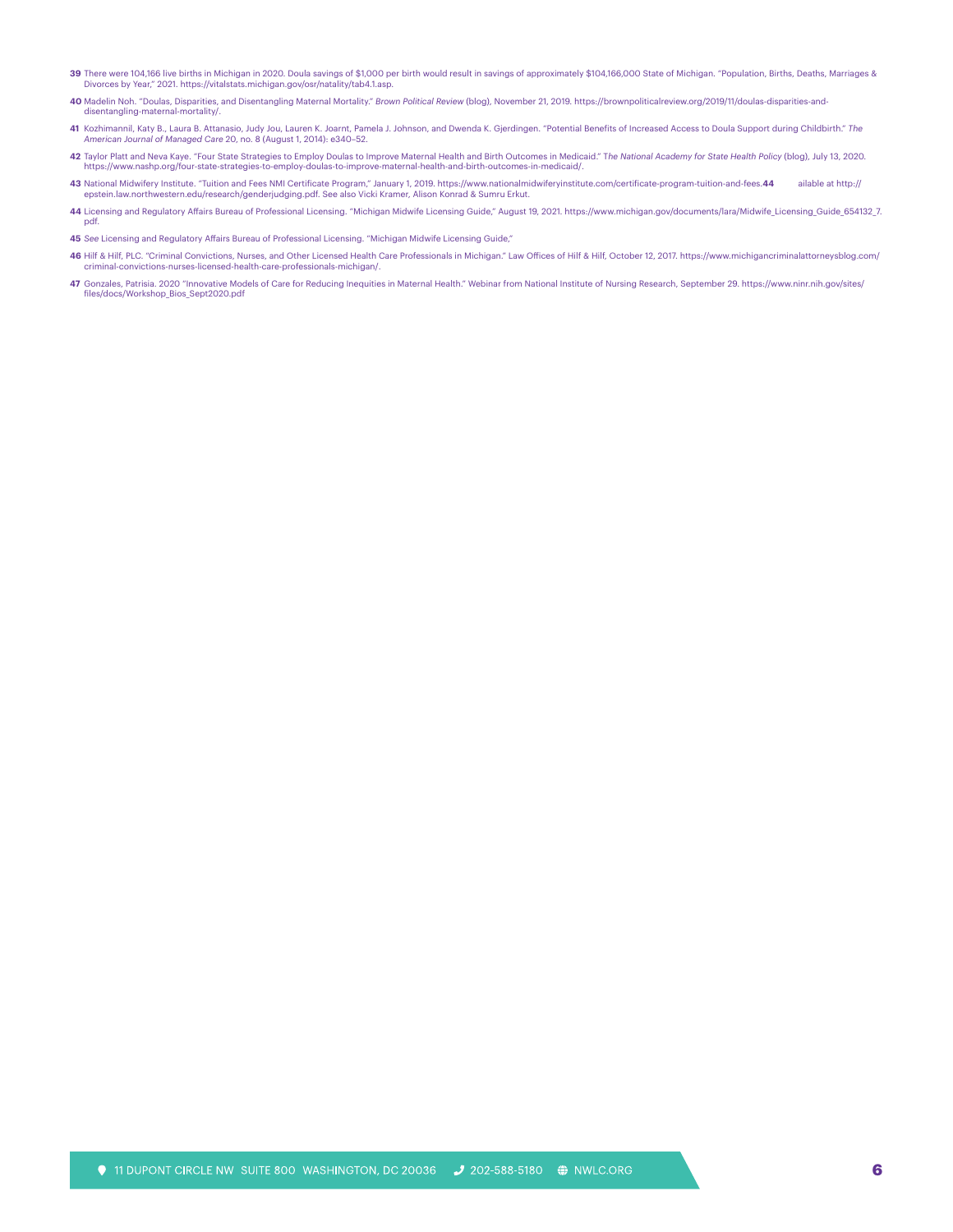**39** There were 104,166 live births in Michigan in 2020. Doula savings of $1,000 per birth would result in savings of approximately $104,166,000 State of Michigan. "Population, Births, Deaths, Marriages & Divorces by Year," 2021. https://vitalstats.michigan.gov/osr/natality/tab4.1.asp.

**40** Madelin Noh. "Doulas, Disparities, and Disentangling Maternal Mortality." *Brown Political Review* (blog), November 21, 2019. https://brownpoliticalreview.org/2019/11/doulas-disparities-and-disentangling-maternal-mortality/.

**41** Kozhimannil, Katy B., Laura B. Attanasio, Judy Jou, Lauren K. Joarnt, Pamela J. Johnson, and Dwenda K. Gjerdingen. "Potential Benefits of Increased Access to Doula Support during Childbirth." *The American Journal of Managed Care* 20, no. 8 (August 1, 2014): e340–52.

**42** Taylor Platt and Neva Kaye. "Four State Strategies to Employ Doulas to Improve Maternal Health and Birth Outcomes in Medicaid." T*he National Academy for State Health Policy* (blog), July 13, 2020. https://www.nashp.org/four-state-strategies-to-employ-doulas-to-improve-maternal-health-and-birth-outcomes-in-medicaid/.

**43** National Midwifery Institute. "Tuition and Fees NMI Certificate Program," January 1, 2019. https://www.nationalmidwiferyinstitute.com/certificate-program-tuition-and-fees.**44** ailable at http://epstein.law.northwestern.edu/research/genderjudging.pdf. See also Vicki Kramer, Alison Konrad & Sumru Erkut.

**44** Licensing and Regulatory Affairs Bureau of Professional Licensing. "Michigan Midwife Licensing Guide," August 19, 2021. https://www.michigan.gov/documents/lara/Midwife_Licensing_Guide_654132_7.pdf.

**45** *See* Licensing and Regulatory Affairs Bureau of Professional Licensing. "Michigan Midwife Licensing Guide,"

**46** Hilf & Hilf, PLC. "Criminal Convictions, Nurses, and Other Licensed Health Care Professionals in Michigan." Law Offices of Hilf & Hilf, October 12, 2017. https://www.michigancriminalattorneysblog.com/criminal-convictions-nurses-licensed-health-care-professionals-michigan/.

**47** Gonzales, Patrisia. 2020 "Innovative Models of Care for Reducing Inequities in Maternal Health." Webinar from National Institute of Nursing Research, September 29. https://www.ninr.nih.gov/sites/files/docs/Workshop_Bios_Sept2020.pdf